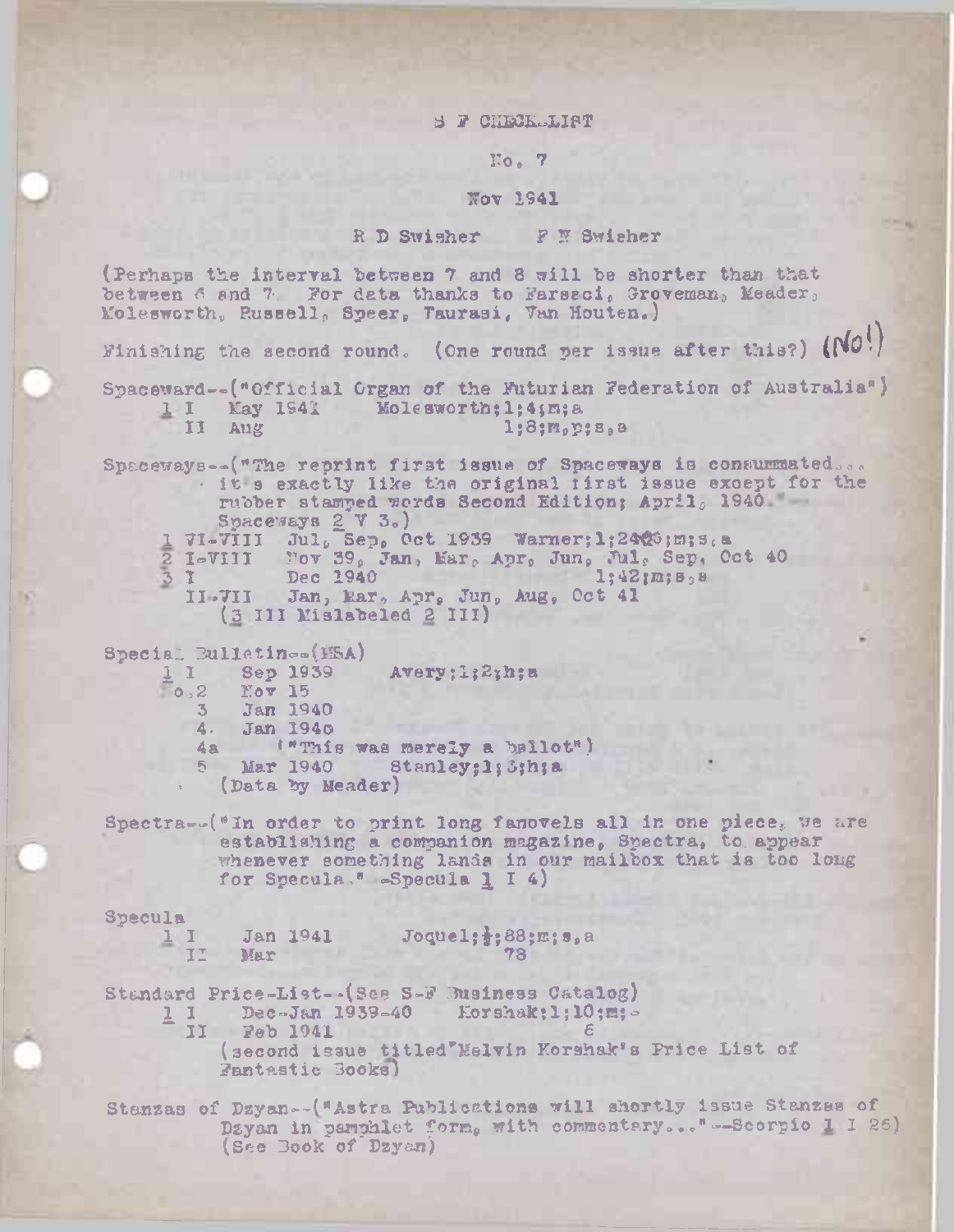S F CHECK-LIST

No. 7

Nov 1941

R D Swisher    F W Swisher

(Perhaps the interval between 7 and 8 will be shorter than that between 6 and 7. For data thanks to Farsaci, Groveman, Meader, Molesworth, Russell, Speer, Taurasi, Van Houten.)

Finishing the second round. (One round per issue after this?) (No!)

Spaceward--("Official Organ of the Futurian Federation of Australia")

    1 I    May 1941    Molesworth;1;4;m;a
      II   Aug                 1;8;m,p;s,a

Spaceways--("The reprint first issue of Spaceways is consummated... it's exactly like the original first issue except for the rubber stamped words Second Edition; April, 1940."--Spaceways 2 V 3.)

    1 VI-VIII   Jul, Sep, Oct 1939  Warner;1;24@6;m;s,a
    2 I-VIII    Nov 39, Jan, Mar, Apr, Jun, Jul, Sep, Oct 40
    3 I         Dec 1940                1;42;m;s,a
      II-VII    Jan, Mar, Apr, Jun, Aug, Oct 41
      (3 III Mislabeled 2 III)

Special Bulletin--(MSA)

    1 I    Sep 1939    Avery;1;2;h;a
    No.2   Nov 15
       3   Jan 1940
       4.  Jan 1940
       4a      ("This was merely a ballot")
       5   Mar 1940    Stanley;1;3;h;a
      (Data by Meader)

Spectra--("In order to print long fanovels all in one piece, we are establishing a companion magazine, Spectra, to appear whenever something lands in our mailbox that is too long for Specula." -Specula 1 I 4)

Specula

    1 I    Jan 1941    Joquel;½;88;m;s,a
      II   Mar              78

Standard Price-List--(See S-F Business Catalog)

    1 I    Dec-Jan 1939-40    Korshak;1;10;m;-
      II   Feb 1941                 6
      (second issue titled "Melvin Korshak's Price List of Fantastic Books)

Stanzas of Dzyan--("Astra Publications will shortly issue Stanzas of Dzyan in pamphlet form, with commentary..."--Scorpio 1 I 26) (See Book of Dzyan)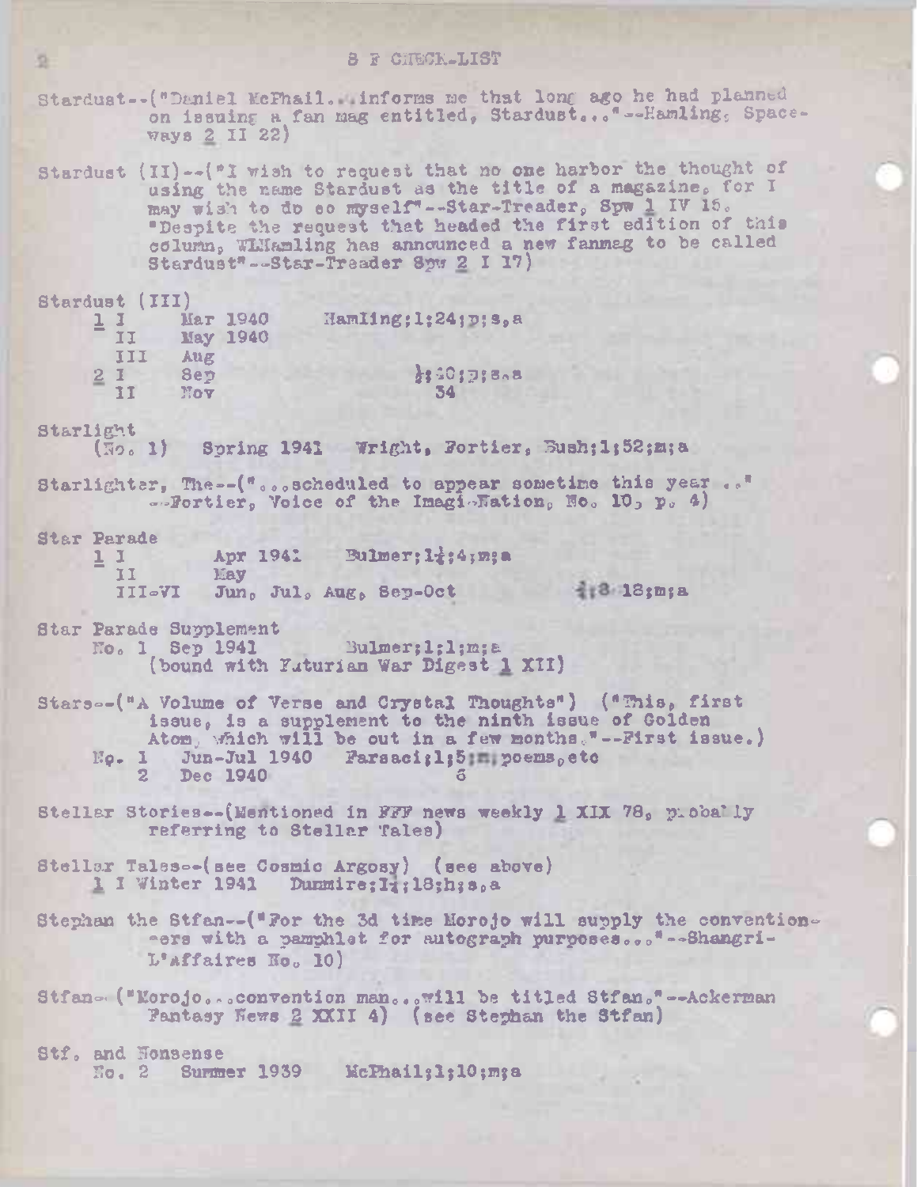Stardust--("Daniel McPhail...informs me that long ago he had planned on issuing a fan mag entitled, Stardust..."--Hamling, Spaceways 2 II 22)

Stardust (II)--("I wish to request that no one harbor the thought of using the name Stardust as the title of a magazine, for I may wish to do so myself"--Star-Treader, Spw 1 IV 15. "Despite the request that headed the first edition of this column, WLHamling has announced a new fanmag to be called Stardust"--Star-Treader Spw 2 I 17)

Stardust (III)

```
    1 I     Mar 1940    Hamling;1;24;p;s,a
      II    May 1940
      III   Aug
    2 I     Sep                   ½;40;p;s,a
      II    Nov                    34
```

Starlight

```
    (No. 1)  Spring 1941   Wright, Fortier, Bush;1;52;m;a
```

Starlighter, The--("...scheduled to appear sometime this year .." --Fortier, Voice of the Imagi-Nation, No. 10, p. 4)

Star Parade

```
    1 I        Apr 1941    Bulmer;1½;4;m;a
      II       May
      III-VI   Jun, Jul, Aug, Sep-Oct              ½;8-18;m;a
```

Star Parade Supplement

```
    No. 1  Sep 1941       Bulmer;1;1;m;a
    (bound with Futurian War Digest 1 XII)
```

Stars--("A Volume of Verse and Crystal Thoughts") ("This, first issue, is a supplement to the ninth issue of Golden Atom, which will be out in a few months."--First issue.)

```
    No. 1   Jun-Jul 1940   Farsaci;1;5;m;poems,etc
        2   Dec 1940               6
```

Steller Stories--(Mentioned in FFF news weekly 1 XIX 78, probably referring to Stellar Tales)

Stellar Tales--(see Cosmic Argosy) (see above)

```
    1 I Winter 1941   Dunmire;1½;18;h;s,a
```

Stephan the Stfan--("For the 3d time Morojo will supply the conventioneers with a pamphlet for autograph purposes..."--Shangri-L'affaires No. 10)

Stfan--("Morojo...convention man...will be titled Stfan."--Ackerman Fantasy News 2 XXII 4) (see Stephan the Stfan)

Stf. and Nonsense

```
    No. 2   Summer 1939    McPhail;1;10;m;a
```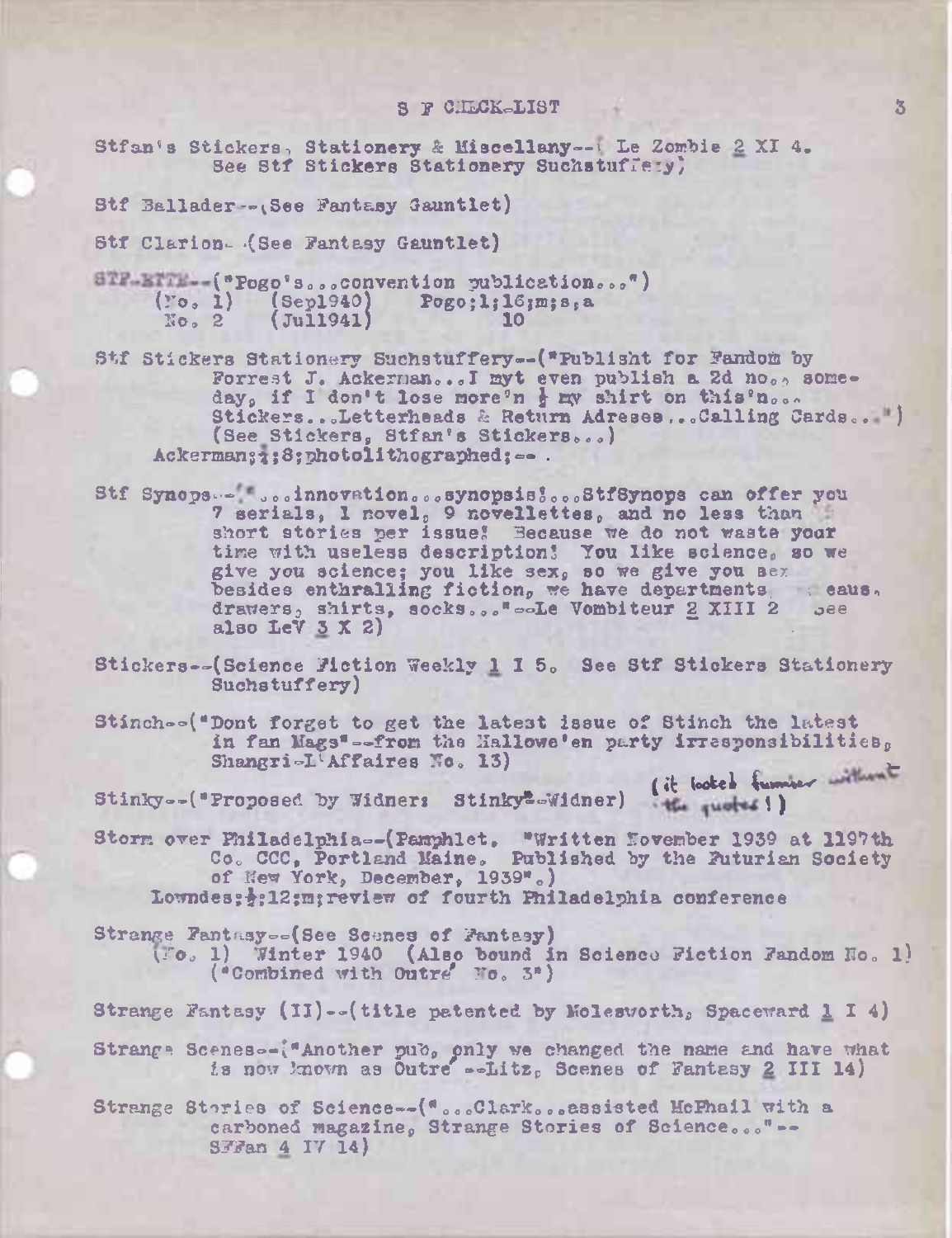Stfan's Stickers, Stationery & Miscellany--( Le Zombie 2 XI 4. See Stf Stickers Stationery Suchstuffery)

Stf Ballader--(See Fantasy Gauntlet)

Stf Clarion--(See Fantasy Gauntlet)

STF-ETTE--("Pogo's...convention publication...")
(No. 1) (Sep1940) Pogo;1;16;m;s,a
No. 2 (Jul1941) 10

Stf Stickers Stationery Suchstuffery--("Publisht for Fandom by Forrest J. Ackerman...I myt even publish a 2d no., someday, if I don't lose more'n ½ my shirt on this'n... Stickers...Letterheads & Return Adreses...Calling Cards...") (See Stickers, Stfan's Stickers...)
Ackerman;¼;8;photolithographed;--.

Stf Synops--("...innovation...synopsis!...StfSynops can offer you 7 serials, 1 novel, 9 novellettes, and no less than 5 short stories per issue! Because we do not waste your time with useless description! You like science, so we give you science; you like sex, so we give you sex besides enthralling fiction, we have departments, ...eaus, drawers, shirts, socks..."--Le Vombiteur 2 XIII 2 See also LeV 3 X 2)

Stickers--(Science Fiction Weekly 1 I 5. See Stf Stickers Stationery Suchstuffery)

Stinch--("Dont forget to get the latest issue of Stinch the latest in fan Mags"--from the Hallowe'en party irresponsibilities, Shangri-L'Affaires No. 13)

Stinky--("Proposed by Widner: Stinky"--Widner) (it looked funnier without the quotes!)

Storm over Philadelphia--(Pamphlet, "Written November 1939 at 1197th Co. CCC, Portland Maine. Published by the Futurian Society of New York, December, 1939".)
Lowndes;½;12;m;review of fourth Philadelphia conference

Strange Fantasy--(See Scenes of Fantasy)
(No. 1) Winter 1940 (Also bound in Science Fiction Fandom No. 1) ("Combined with Outré No. 3")

Strange Fantasy (II)--(title patented by Molesworth, Spaceward 1 I 4)

Strange Scenes--("Another pub, only we changed the name and have what is now known as Outré --Litz, Scenes of Fantasy 2 III 14)

Strange Stories of Science--("...Clark...assisted McPhail with a carboned magazine, Strange Stories of Science..."--SFFan 4 IV 14)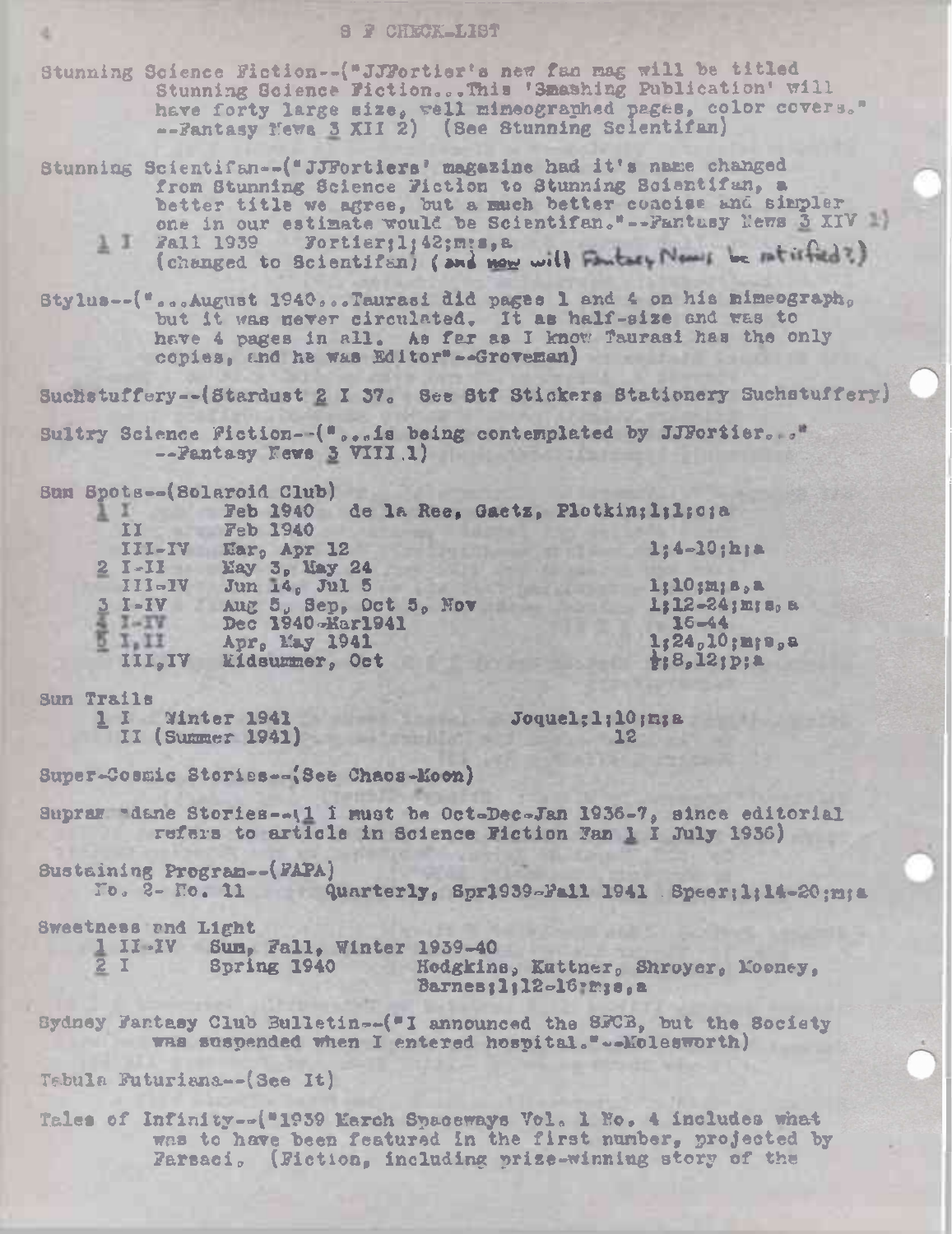Stunning Science Fiction--("JJFortier's new fan mag will be titled Stunning Science Fiction...This 'Smashing Publication' will have forty large size, well mimeographed pages, color covers." --Fantasy News 3 XII 2) (See Stunning Scientifan)

Stunning Scientifan--("JJFortiers' magazine had it's name changed from Stunning Science Fiction to Stunning Scientifan, a better title we agree, but a much better concise and simpler one in our estimate would be Scientifan."--Fantasy News 3 XIV 2)

1 I  Fall 1939  Fortier;1;42;m;s,a
(changed to Scientifan) (and now will Fantasy News be satisfied?)

Stylus--("...August 1940...Taurasi did pages 1 and 4 on his mimeograph, but it was never circulated. It as half-size and was to have 4 pages in all. As far as I know Taurasi has the only copies, and he was Editor"--Groveman)

Suchstuffery--(Stardust 2 I 37. See Stf Stickers Stationery Suchstuffery)

Sultry Science Fiction--("...is being contemplated by JJFortier..." --Fantasy News 3 VIII 1)

Sun Spots--(Solaroid Club)

| | | | |
|---|---|---|---|
| 1 I | Feb 1940 | de la Ree, Gaetz, Plotkin;1;1;c;a | |
| II | Feb 1940 | | |
| III-IV | Mar, Apr 12 | | 1;4-10;h;a |
| 2 I-II | May 3, May 24 | | |
| III-IV | Jun 14, Jul 5 | | 1;10;m;s,a |
| 3 I-IV | Aug 5, Sep, Oct 5, Nov | | 1;12-24;m;s,a |
| 4 I-IV | Dec 1940-Mar1941 | | 16-44 |
| 5 I,II | Apr, May 1941 | | 1;24,10;m;s,a |
| III,IV | Midsummer, Oct | | ½;8,12;p;a |

Sun Trails

| | | |
|---|---|---|
| 1 I | Winter 1941 | Joquel;1;10;m;a |
| II (Summer 1941) | | 12 |

Super-Cosmic Stories--(See Chaos-Moon)

Supramundane Stories--(1 I must be Oct-Dec-Jan 1936-7, since editorial refers to article in Science Fiction Fan 1 I July 1936)

Sustaining Program--(FAPA)
No. 2- No. 11  Quarterly, Spr1939-Fall 1941  Speer;1;14-20;m;a

Sweetness and Light

| | | |
|---|---|---|
| 1 II-IV | Sum, Fall, Winter 1939-40 | |
| 2 I | Spring 1940 | Hodgkins, Kuttner, Shroyer, Mooney, Barnes;1;12-16;m;s,a |

Sydney Fantasy Club Bulletin--("I announced the SFCB, but the Society was suspended when I entered hospital."--Molesworth)

Tabula Futuriana--(See It)

Tales of Infinity--("1939 March Spaceways Vol. 1 No. 4 includes what was to have been featured in the first number, projected by Farsaci. (Fiction, including prize-winning story of the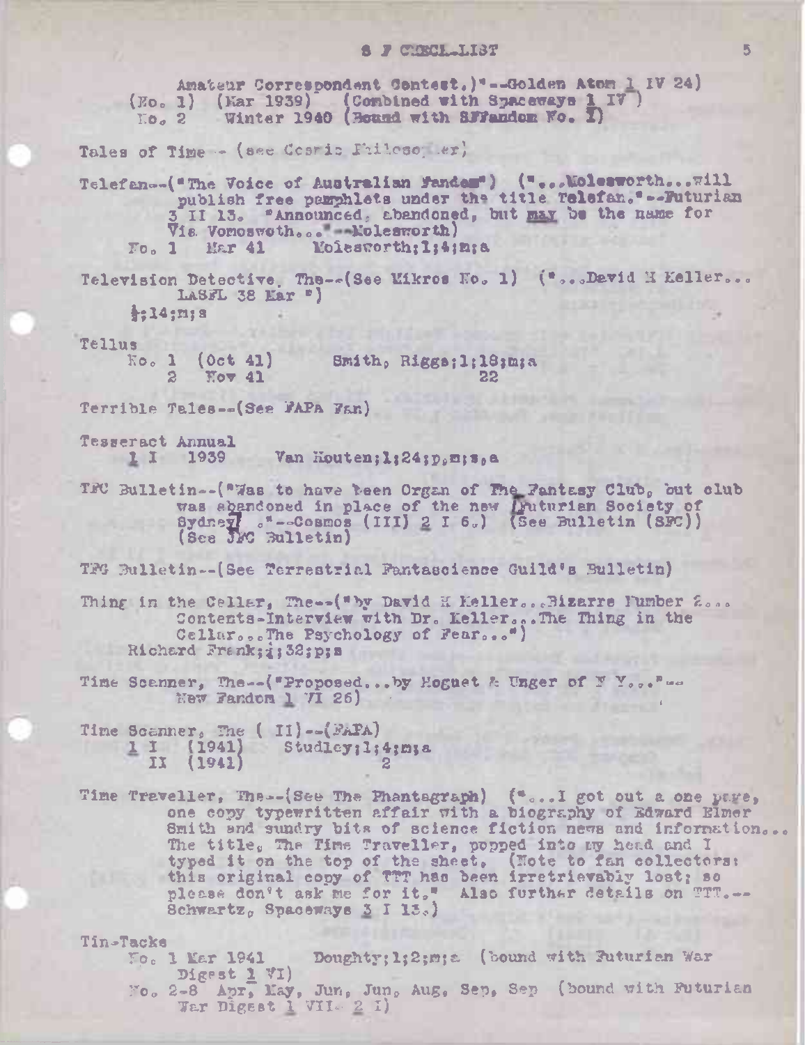Amateur Correspondent Contest.)"--Golden Atom 1 IV 24)
    (No. 1) (Mar 1939) (Combined with Spaceways 1 IV)
    No. 2 Winter 1940 (Bound with SFFandom No. 1)

Tales of Time -- (see Cosmic Philosopher)

Telefan--("The Voice of Australian Fandom") ("...Molesworth...will publish free pamphlets under the title Telefan."--Futurian 3 II 13. "Announced, abandoned, but may be the name for Vis Vomosvoth..."--Molesworth)
    No. 1 Mar 41 Molesworth;1;4;m;a

Television Detective, The--(See Mikros No. 1) ("...David H Keller... LASFL 38 Mar ")
    ½;14;m;s

Tellus
    No. 1 (Oct 41) Smith, Riggs;1;18;m;a
    2 Nov 41 22

Terrible Tales--(See FAPA Fan)

Tesseract Annual
    1 I 1939 Van Houten;1;24;p,m;s,a

TFC Bulletin--("Was to have been Organ of The Fantasy Club, but club was abandoned in place of the new Futurian Society of Sydney."--Cosmos (III) 2 I 6.) (See Bulletin (SFC)) (See JFC Bulletin)

TFG Bulletin--(See Terrestrial Fantascience Guild's Bulletin)

Thing in the Cellar, The--("by David H Keller...Bizarre Number 2... Contents-Interview with Dr. Keller...The Thing in the Cellar...The Psychology of Fear...")
    Richard Frank;¼;32;p;s

Time Scanner, The--("Proposed...by Hoguet & Unger of N Y..."--New Fandom 1 VI 26)

Time Scanner, The (II)--(FAPA)
    1 I (1941) Studley;1;4;m;a
    II (1941) 2

Time Traveller, The--(See The Phantagraph) ("...I got out a one page, one copy typewritten affair with a biography of Edward Elmer Smith and sundry bits of science fiction news and information... The title, The Time Traveller, popped into my head and I typed it on the top of the sheet. (Note to fan collectors: this original copy of TTT has been irretrievably lost; so please don't ask me for it." Also further details on TTT.--Schwartz, Spaceways 3 I 13.)

Tin-Tacks
    No. 1 Mar 1941 Doughty;1;2;m;a (bound with Futurian War Digest 1 VI)
    No. 2-8 Apr, May, Jun, Jun, Aug, Sep, Sep (bound with Futurian War Digest 1 VII- 2 I)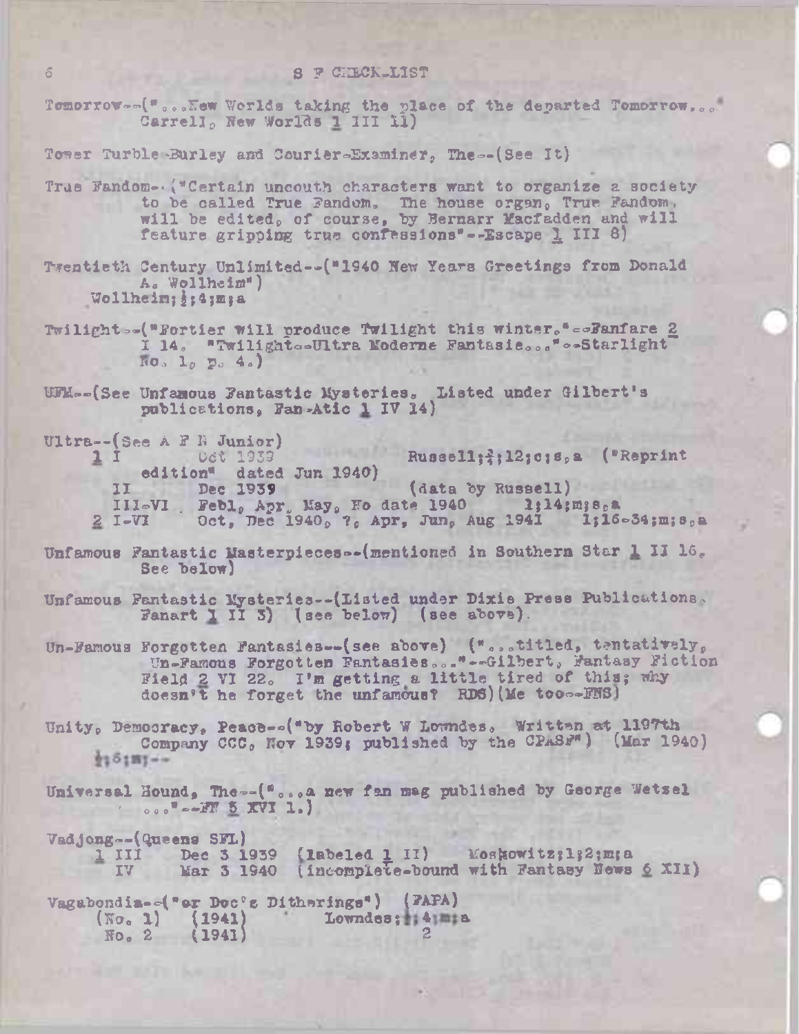Tomorrow--("...New Worlds taking the place of the departed Tomorrow..." Carrell, New Worlds 1 III 11)

Tower Turble-Burley and Courier-Examiner, The--(See It)

True Fandom--("Certain uncouth characters want to organize a society to be called True Fandom. The house organ, True Fandom, will be edited, of course, by Bernarr Macfadden and will feature gripping true confessions"--Escape 1 III 8)

Twentieth Century Unlimited--("1940 New Years Greetings from Donald A. Wollheim")
Wollheim;½;4;m;a

Twilight--("Fortier will produce Twilight this winter."--Fanfare 2 I 14. "Twilight--Ultra Moderne Fantasie..."--Starlight No. 1, p. 4.)

UFM--(See Unfamous Fantastic Mysteries. Listed under Gilbert's publications, Fan-Atic 1 IV 14)

Ultra--(See A F N Junior)
1 I Oct 1939 Russell;½;12;c;s,a ("Reprint edition" dated Jun 1940)
II Dec 1939 (data by Russell)
III-VI Feb1, Apr, May, No date 1940 1;14;m;s,a
2 I-VI Oct, Dec 1940, ?, Apr, Jun, Aug 1941 1;16-34;m;s,a

Unfamous Fantastic Masterpieces--(mentioned in Southern Star 1 II 16. See below)

Unfamous Fantastic Mysteries--(Listed under Dixie Press Publications, Fanart 1 II 3) (see below) (see above).

Un-Famous Forgotten Fantasies--(see above) ("...titled, tentatively, Un-Famous Forgotten Fantasies..."--Gilbert, Fantasy Fiction Field 2 VI 22. I'm getting a little tired of this; why doesn't he forget the unfamous? RDS)(Me too--FNS)

Unity, Democracy, Peace--("by Robert W Lowndes. Written at 1197th Company CCC, Nov 1939; published by the CPASF") (Mar 1940)
½;6;m;--

Universal Hound, The--("...a new fan mag published by George Wetzel ..."--FF 5 XVI 1.)

Vadjong--(Queens SFL)
1 III Dec 3 1939 (labeled 1 II) Moskowitz;1;2;m;a
IV Mar 3 1940 (incomplete-bound with Fantasy News 6 XII)

Vagabondia--("or Doc's Ditherings") (FAPA)
(No. 1) (1941) Lowndes;½;4;m;a
No. 2 (1941) 2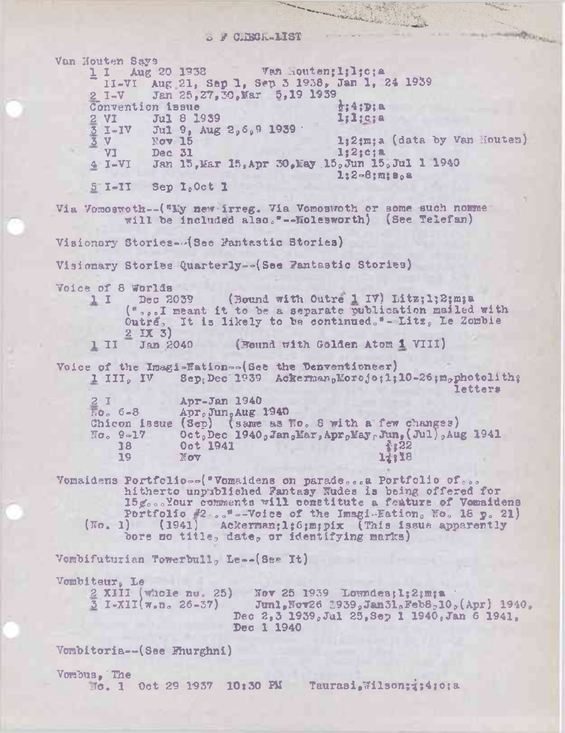S F CHECK-LIST

Van Houten Says

    1 I   Aug 20 1938   Van Houten;1;1;c;a
      II-VI  Aug 21, Sep 1, Sep 3 1938, Jan 1, 24 1939
    2 I-V   Jan 25,27,30,Mar 5,19 1939
    Convention issue   ½;4;D;a
    2 VI   Jul 8 1939   1;1;c;a
    3 I-IV   Jul 9, Aug 2,6,9 1939
    3 V   Nov 15   1;2;m;a (data by Van Houten)
      VI   Dec 31   1;2;c;a
    4 I-VI   Jan 15,Mar 15,Apr 30,May 15,Jun 15,Jul 1 1940
                1;2-8;m;s,a
    5 I-II   Sep 1,Oct 1

Via Vomoswoth--("My new irreg. Via Vomoswoth or some such nomme will be included also."--Molesworth) (See Telefan)

Visionary Stories--(See Fantastic Stories)

Visionary Stories Quarterly--(See Fantastic Stories)

Voice of 8 Worlds

    1 I   Dec 2039   (Bound with Outré 1 IV) Litz;1;2;m;a
        ("...I meant it to be a separate publication mailed with Outré. It is likely to be continued."- Litz, Le Zombie 2 IX 3)
    1 II   Jan 2040   (Bound with Golden Atom 1 VIII)

Voice of the Imagi-Nation--(See the Denventioneer)

    1 III, IV   Sep,Dec 1939   Ackerman,Morojo;1;10-26;m,photolith;
                letters
    2 I   Apr-Jan 1940
    No. 6-8   Apr,Jun,Aug 1940
    Chicon issue (Sep)   (same as No. 8 with a few changes)
    No. 9-17   Oct,Dec 1940,Jan,Mar,Apr,May,Jun,(Jul),Aug 1941
      18   Oct 1941   ¼;22
      19   Nov   1¼;18

Vomaidens Portfolio--("Vomaidens on parade...a Portfolio of... hitherto unpublished Fantasy Nudes is being offered for 15¢...Your comments will constitute a feature of Vomaidens Portfolio #2..."--Voice of the Imagi-Nation, No. 18 p. 21)

    (No. 1)   (1941)   Ackerman;1;6;m;pix (This issue apparently bore no title, date, or identifying marks)

Vombifuturian Towerbull, Le--(See It)

Vombiteur, Le

    2 XIII (whole no. 25)   Nov 25 1939   Lowndes;1;2;m;a
    3 I-XII(w.n. 26-37)   Jun1,Nov26 1939,Jan31,Feb8,10,(Apr) 1940,
        Dec 2,3 1939,Jul 25,Sep 1 1940,Jan 6 1941,
        Dec 1 1940

Vombitoria--(See Fhurghni)

Vombus, The

    No. 1   Oct 29 1937   10:30 PM   Taurasi,Wilson;¼;4;c;a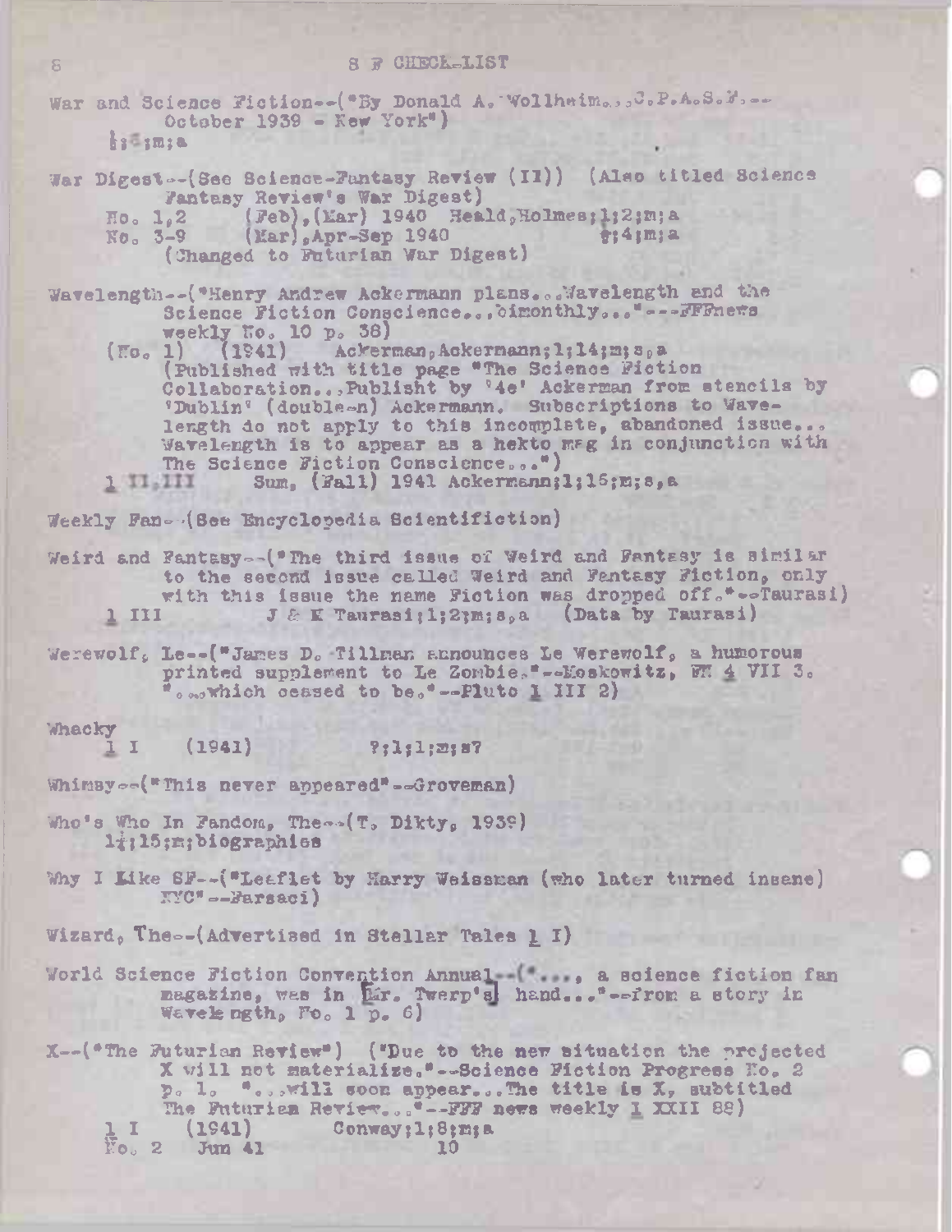War and Science Fiction--("By Donald A. Wollheim...C.P.A.S.F.--
    October 1939 - New York")
    ½;6;m;a

War Digest--(See Science-Fantasy Review (II)) (Also titled Science
    Fantasy Review's War Digest)
    No. 1,2    (Feb),(Mar) 1940  Heald,Holmes;1;2;m;a
    No. 3-9    (Mar),Apr-Sep 1940          ?;4;m;a
    (Changed to Futurian War Digest)

Wavelength--("Henry Andrew Ackermann plans...Wavelength and the
    Science Fiction Conscience...bimonthly..."---FFFnews
    weekly No. 10 p. 38)
    (No. 1)   (1941)    Ackerman,Ackermann;1;14;m;s,a
    (Published with title page "The Science Fiction
    Collaboration...Publisht by '4e' Ackerman from stencils by
    'Dublin' (double-n) Ackermann. Subscriptions to Wave-
    length do not apply to this incomplete, abandoned issue...
    Wavelength is to appear as a hekto mag in conjunction with
    The Science Fiction Conscience...")
    1 II,III    Sum, (Fall) 1941 Ackermann;1;15;m;s,a

Weekly Fan--(See Encyclopedia Scientifiction)

Weird and Fantasy--("The third issue of Weird and Fantasy is similar
    to the second issue called Weird and Fantasy Fiction, only
    with this issue the name Fiction was dropped off."--Taurasi)
    1 III        J & K Taurasi;1;2;m;s,a   (Data by Taurasi)

Werewolf, Le--("James D. Tillman announces Le Werewolf, a humorous
    printed supplement to Le Zombie."--Moskowitz, FN 4 VII 3.
    "...which ceased to be."--Pluto 1 III 2)

Whacky
    1 I    (1941)        ?;1;1;m;s?

Whimsy--("This never appeared"--Groveman)

Who's Who In Fandom, The--(T. Dikty, 1939)
    1½;15;m;biographies

Why I Like SF--("Leaflet by Harry Weissman (who later turned insane)
    NYC"--Farsaci)

Wizard, The--(Advertised in Stellar Tales 1 I)

World Science Fiction Convention Annual--("..., a science fiction fan
    magazine, was in [Mr. Twerp's] hand..."--from a story in
    Wavelength, No. 1 p. 6)

X--("The Futurian Review") ("Due to the new situation the projected
    X will not materialize."--Science Fiction Progress No. 2
    p. 1. "...will soon appear...The title is X, subtitled
    The Futurian Review..."--FFF news weekly 1 XXII 88)
    1 I    (1941)    Conway;1;8;m;a
    No. 2  Jun 41            10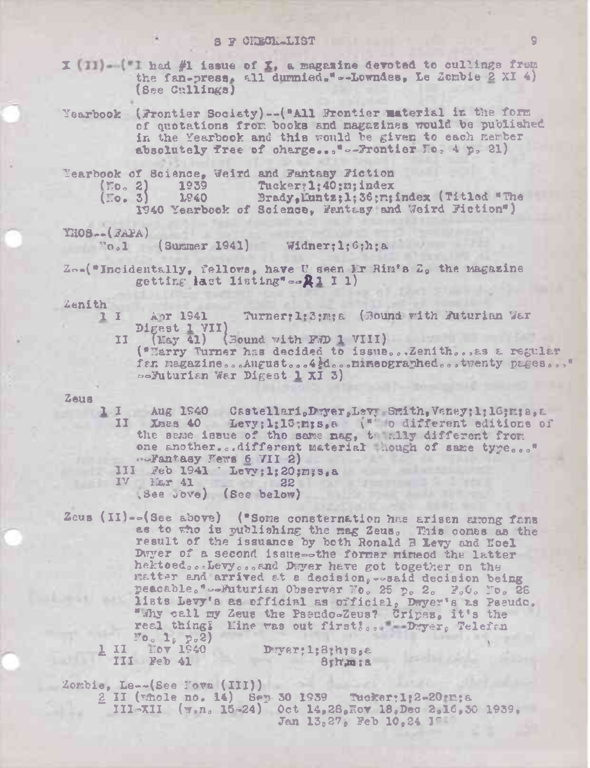X (II)--("I had #1 issue of X, a magazine devoted to cullings from the fan-press, all dummied."--Lowndes, Le Zombie 2 XI 4) (See Cullings)

Yearbook (Frontier Society)--("All Frontier material in the form of quotations from books and magazines would be published in the Yearbook and this would be given to each member absolutely free of charge..."--Frontier No. 4 p. 21)

Yearbook of Science, Weird and Fantasy Fiction
(No. 2) 1939 Tucker;1;40;m;index
(No. 3) 1940 Brady,Kuntz;1;36;m;index (Titled "The 1940 Yearbook of Science, Fantasy and Weird Fiction")

YHOS--(FAPA)
No.1 (Summer 1941) Widner;1;6;h;a

Z--("Incidentally, fellows, have U seen Mr Rim's Z, the magazine getting last listing"--R 1 I 1)

Zenith
1 I Apr 1941 Turner;1;3;m;a (Bound with Futurian War Digest 1 VII)
II (May 41) (Bound with FWD 1 VIII)
("Harry Turner has decided to issue...Zenith...as a regular fan magazine...August...4½d...mimeographed...twenty pages..." --Futurian War Digest 1 XI 3)

Zeus
1 I Aug 1940 Castellari,Dwyer,Levy,Smith,Veney;1;16;m;s,a
II Xmas 40 Levy;1;18;m;s,a ("Two different editions of the same issue of the same mag, totally different from one another...different material though of same type..." --Fantasy News 6 VII 2)
III Feb 1941 Levy;1;20;m;s,a
IV Mar 41 22
(See Jove) (See below)

Zeus (II)--(See above) ("Some consternation has arisen among fans as to who is publishing the mag Zeus. This comes as the result of the issuance by both Ronald B Levy and Noel Dwyer of a second issue--the former mimeod the latter hektoed...Levy...and Dwyer have got together on the matter and arrived at a decision,--said decision being peacable."--Futurian Observer No. 25 p. 2. F.O. No. 26 lists Levy's as official as official, Dwyer's as Pseudo. "Why call my Zeus the Pseudo-Zeus? Cripes, it's the real thing! Mine was out first!..."--Dwyer, Telefan No. 1, p.2)
1 II Nov 1940 Dwyer;1;8;h;s,a
III Feb 41 8;h;m;a

Zombie, Le--(See Nova (III))
2 II (whole no. 14) Sep 30 1939 Tucker;1;2-20;m;a
III-XII (w.n. 15-24) Oct 14,28,Nov 18,Dec 2,16,30 1939, Jan 13,27, Feb 10,24 1940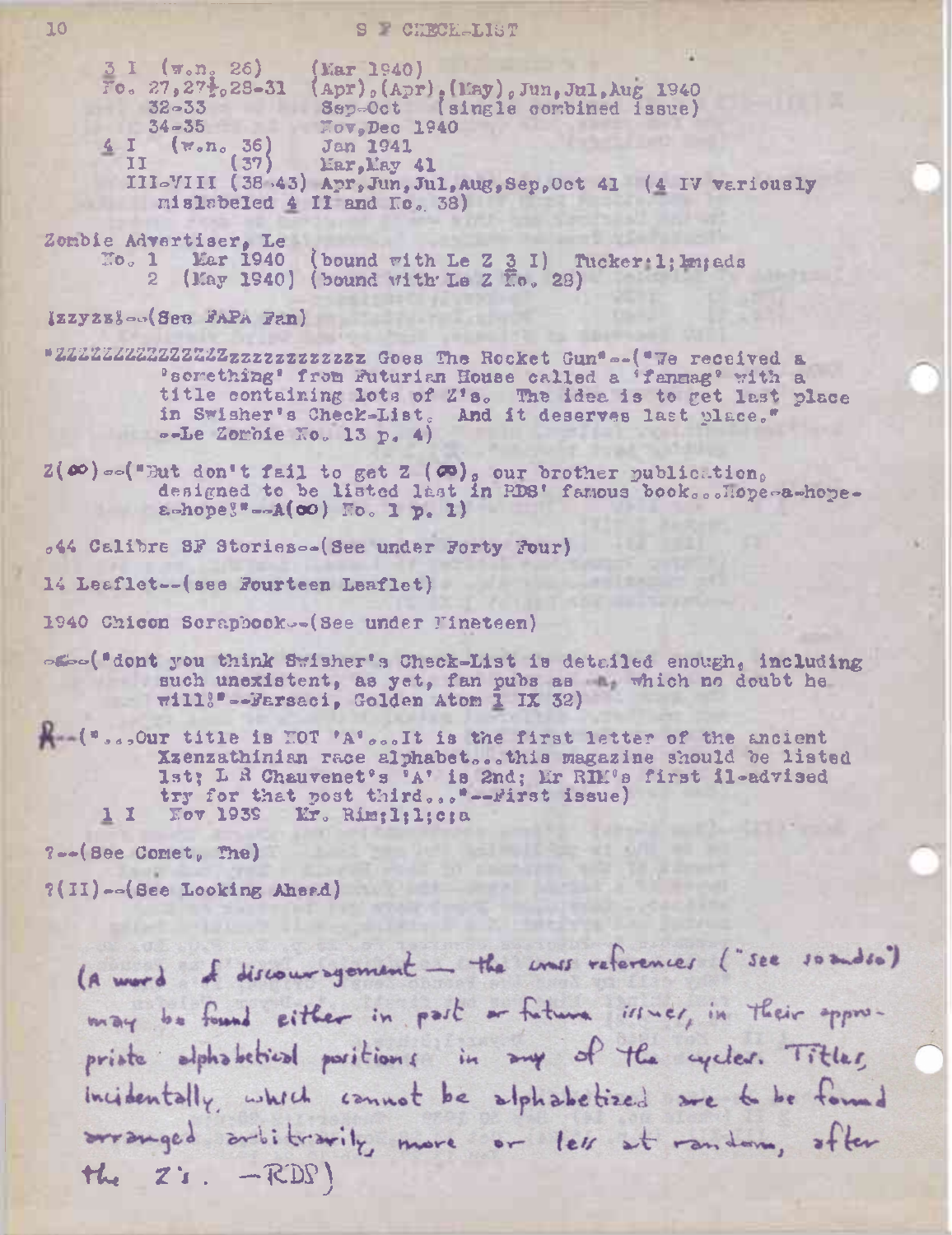3 I (w.n. 26) (Mar 1940)
No. 27,27½,28-31 (Apr),(Apr),(May),Jun,Jul,Aug 1940
32-33 Sep-Oct (single combined issue)
34-35 Nov,Dec 1940
4 I (w.n. 36) Jan 1941
II (37) Mar,May 41
III-VIII (38-43) Apr,Jun,Jul,Aug,Sep,Oct 41 (4 IV variously mislabeled 4 II and No. 38)

Zombie Advertiser, Le
No. 1 Mar 1940 (bound with Le Z 3 I) Tucker;1;lm;eds
2 (May 1940) (bound with Le Z No. 28)

Izzyzz!--(See FAPA Fan)

"ZZZZZZZZZZZZZZZzzzzzzzzzzzz Goes The Rocket Gun"--("We received a 'something' from Futurian House called a 'fanmag' with a title containing lots of Z's. The idea is to get last place in Swisher's Check-List. And it deserves last place." --Le Zombie No. 13 p. 4)

Z(∞)--("But don't fail to get Z (∞), our brother publication, designed to be listed last in RDS' famous book...Hope-a-hope-a-hope!"--A(∞) No. 1 p. 1)

.44 Calibre SF Stories--(See under Forty Four)

14 Leaflet--(see Fourteen Leaflet)

1940 Chicon Scrapbook--(See under Nineteen)

--("dont you think Swisher's Check-List is detailed enough, including such unexistent, as yet, fan pubs as , which no doubt he will!"--Farsaci, Golden Atom 1 IX 32)

--("...Our title is NOT 'A'...It is the first letter of the ancient Xzenzathinian race alphabet...this magazine should be listed 1st; L R Chauvenet's 'A' is 2nd; Mr RIM's first il-advised try for that post third..."--First issue)
1 I Nov 1939 Mr. Rim;1;1;c;a

?--(See Comet, The)

?(II)--(See Looking Ahead)

(A word of discouragement — the cross references ("see so-and-so") may be found either in past or future issues, in their appropriate alphabetical positions in any of the cycles. Titles, incidentally, which cannot be alphabetized are to be found arranged arbitrarily, more or less at random, after the Z's. —RDS)